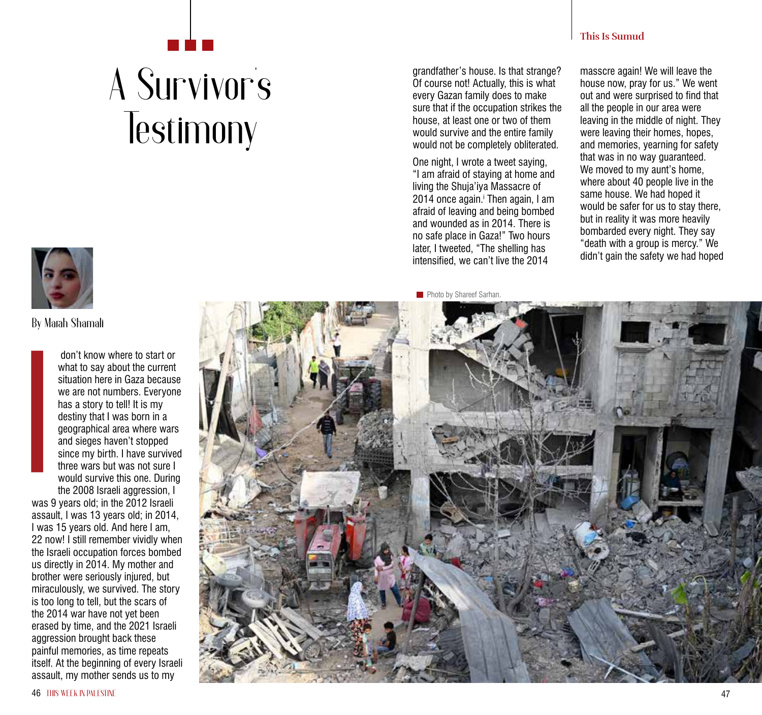# A Survivor's Testimony

By Marah Shamali

I don't know where to start or what to say about the current situation here in Gaza because we are not numbers. Everyone has a story to tell! It is my destiny that I was born in a geographical area where wars and sieges haven't stopped since my birth. I have survived three wars but was not sure I would survive this one. During the 2008 Israeli aggression, I was 9 years old; in the 2012 Israeli assault, I was 13 years old; in 2014, I was 15 years old. And here I am, 22 now! I still remember vividly when the Israeli occupation forces bombed us directly in 2014. My mother and brother were seriously injured, but miraculously, we survived. The story is too long to tell, but the scars of the 2014 war have not yet been erased by time, and the 2021 Israeli aggression brought back these painful memories, as time repeats itself. At the beginning of every Israeli assault, my mother sends us to my grandfather's house. Is that strange? Of course not! Actually, this is what every Gazan family does to make sure that if the occupation strikes the house, at least one or two of them would survive and the entire family would not be completely obliterated.

One night, I wrote a tweet saying, "I am afraid of staying at home and living the Shuja'iya Massacre of 2014 once again.[i] Then again, I am afraid of leaving and being bombed and wounded as in 2014. There is no safe place in Gaza!" Two hours later, I tweeted, "The shelling has intensified, we can't live the 2014 masscre again! We will leave the house now, pray for us." We went out and were surprised to find that all the people in our area were leaving in the middle of night. They were leaving their homes, hopes, and memories, yearning for safety that was in no way guaranteed. We moved to my aunt's home, where about 40 people live in the same house. We had hoped it would be safer for us to stay there, but in reality it was more heavily bombarded every night. They say "death with a group is mercy." We didn't gain the safety we had hoped

Photo by Shareef Sarhan.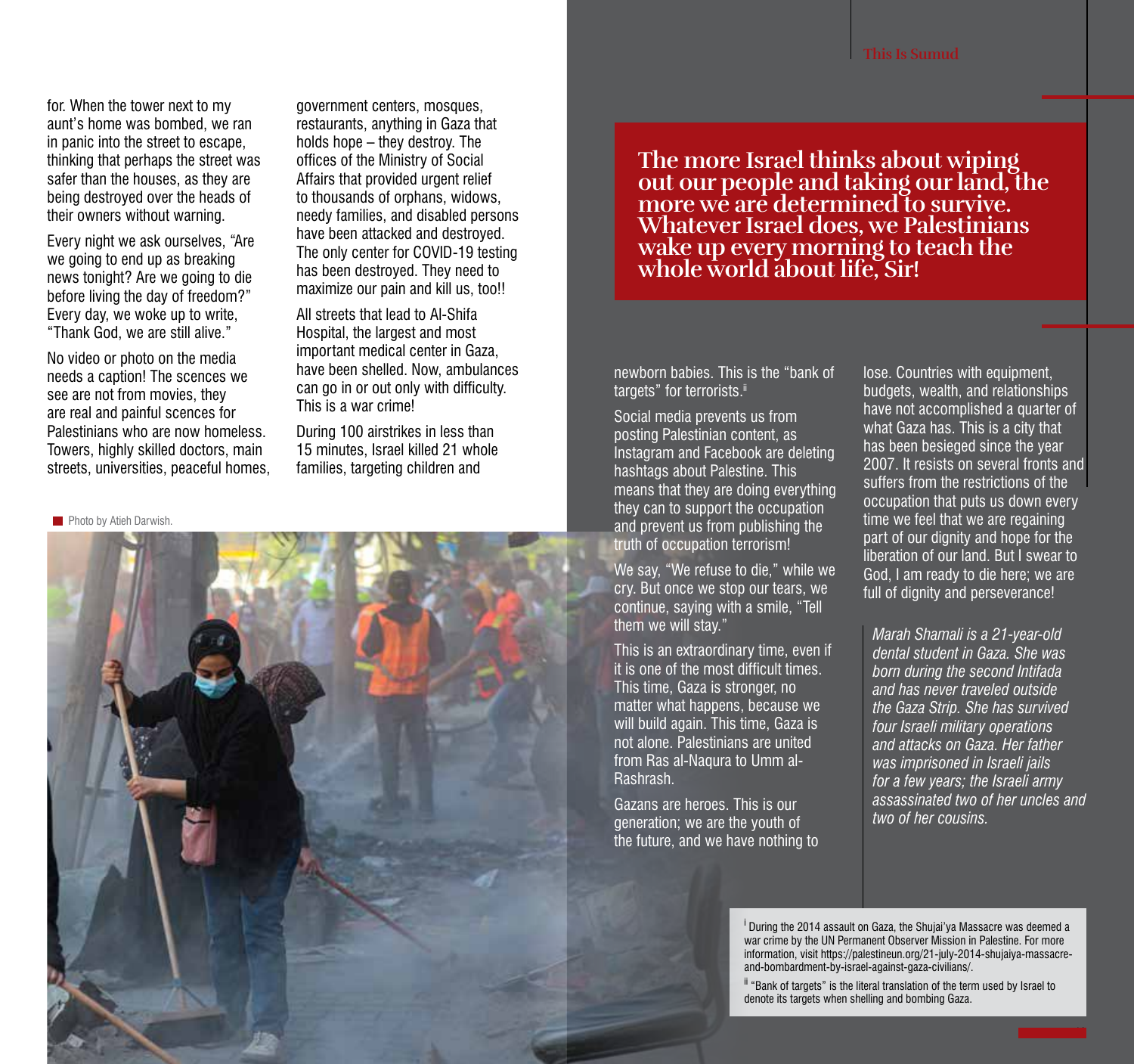for. When the tower next to my aunt's home was bombed, we ran in panic into the street to escape, thinking that perhaps the street was safer than the houses, as they are being destroyed over the heads of their owners without warning.

Every night we ask ourselves, "Are we going to end up as breaking news tonight? Are we going to die before living the day of freedom?" Every day, we woke up to write, "Thank God, we are still alive."

No video or photo on the media needs a caption! The scences we see are not from movies, they are real and painful scences for Palestinians who are now homeless. Towers, highly skilled doctors, main streets, universities, peaceful homes, government centers, mosques, restaurants, anything in Gaza that holds hope – they destroy. The offices of the Ministry of Social Affairs that provided urgent relief to thousands of orphans, widows, needy families, and disabled persons have been attacked and destroyed. The only center for COVID-19 testing has been destroyed. They need to maximize our pain and kill us, too!!

All streets that lead to Al-Shifa Hospital, the largest and most important medical center in Gaza, have been shelled. Now, ambulances can go in or out only with difficulty. This is a war crime!

During 100 airstrikes in less than 15 minutes, Israel killed 21 whole families, targeting children and newborn babies. This is the "bank of targets" for terrorists.[ii]

Photo by Atieh Darwish.

**The more Israel thinks about wiping out our people and taking our land, the more we are determined to survive. Whatever Israel does, we Palestinians wake up every morning to teach the whole world about life, Sir!**

Social media prevents us from posting Palestinian content, as Instagram and Facebook are deleting hashtags about Palestine. This means that they are doing everything they can to support the occupation and prevent us from publishing the truth of occupation terrorism!

We say, "We refuse to die," while we cry. But once we stop our tears, we continue, saying with a smile, "Tell them we will stay."

This is an extraordinary time, even if it is one of the most difficult times. This time, Gaza is stronger, no matter what happens, because we will build again. This time, Gaza is not alone. Palestinians are united from Ras al-Naqura to Umm al-Rashrash.

Gazans are heroes. This is our generation; we are the youth of the future, and we have nothing to lose. Countries with equipment, budgets, wealth, and relationships have not accomplished a quarter of what Gaza has. This is a city that has been besieged since the year 2007. It resists on several fronts and suffers from the restrictions of the occupation that puts us down every time we feel that we are regaining part of our dignity and hope for the liberation of our land. But I swear to God, I am ready to die here; we are full of dignity and perseverance!

*Marah Shamali is a 21-year-old dental student in Gaza. She was born during the second Intifada and has never traveled outside the Gaza Strip. She has survived four Israeli military operations and attacks on Gaza. Her father was imprisoned in Israeli jails for a few years; the Israeli army assassinated two of her uncles and two of her cousins.*

[i] During the 2014 assault on Gaza, the Shujai'ya Massacre was deemed a war crime by the UN Permanent Observer Mission in Palestine. For more information, visit https://palestineun.org/21-july-2014-shujaiya-massacre-and-bombardment-by-israel-against-gaza-civilians/.

[ii] "Bank of targets" is the literal translation of the term used by Israel to denote its targets when shelling and bombing Gaza.